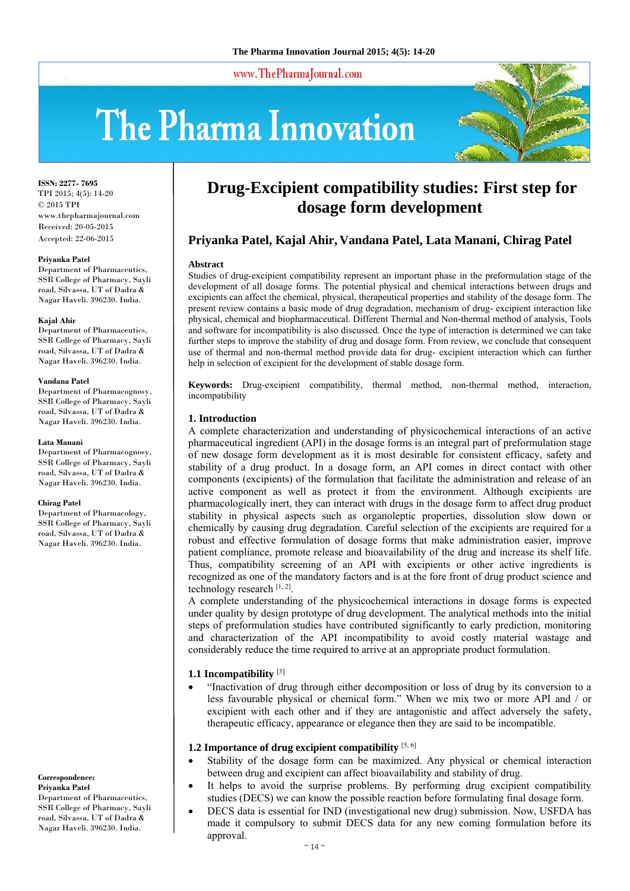# Drug-Excipient compatibility studies: First step for dosage form development

**Priyanka Patel, Kajal Ahir, Vandana Patel, Lata Manani, Chirag Patel**

ISSN: 2277- 7695
TPI 2015; 4(5): 14-20
© 2015 TPI
www.thepharmajournal.com
Received: 20-05-2015
Accepted: 22-06-2015

**Priyanka Patel**
Department of Pharmaceutics, SSR College of Pharmacy, Sayli road, Silvassa, UT of Dadra & Nagar Haveli. 396230. India.

**Kajal Ahir**
Department of Pharmaceutics, SSR College of Pharmacy, Sayli road, Silvassa, UT of Dadra & Nagar Haveli. 396230. India.

**Vandana Patel**
Department of Pharmacognosy, SSR College of Pharmacy, Sayli road, Silvassa, UT of Dadra & Nagar Haveli. 396230. India.

**Lata Manani**
Department of Pharmacognosy, SSR College of Pharmacy, Sayli road, Silvassa, UT of Dadra & Nagar Haveli. 396230. India.

**Chirag Patel**
Department of Pharmacology, SSR College of Pharmacy, Sayli road, Silvassa, UT of Dadra & Nagar Haveli. 396230. India.

**Correspondence:**
**Priyanka Patel**
Department of Pharmaceutics, SSR College of Pharmacy, Sayli road, Silvassa, UT of Dadra & Nagar Haveli. 396230. India.

### Abstract

Studies of drug-excipient compatibility represent an important phase in the preformulation stage of the development of all dosage forms. The potential physical and chemical interactions between drugs and excipients can affect the chemical, physical, therapeutical properties and stability of the dosage form. The present review contains a basic mode of drug degradation, mechanism of drug- excipient interaction like physical, chemical and biopharmaceutical. Different Thermal and Non-thermal method of analysis, Tools and software for incompatibility is also discussed. Once the type of interaction is determined we can take further steps to improve the stability of drug and dosage form. From review, we conclude that consequent use of thermal and non-thermal method provide data for drug- excipient interaction which can further help in selection of excipient for the development of stable dosage form.

**Keywords:** Drug-excipient compatibility, thermal method, non-thermal method, interaction, incompatibility

## 1. Introduction

A complete characterization and understanding of physicochemical interactions of an active pharmaceutical ingredient (API) in the dosage forms is an integral part of preformulation stage of new dosage form development as it is most desirable for consistent efficacy, safety and stability of a drug product. In a dosage form, an API comes in direct contact with other components (excipients) of the formulation that facilitate the administration and release of an active component as well as protect it from the environment. Although excipients are pharmacologically inert, they can interact with drugs in the dosage form to affect drug product stability in physical aspects such as organoleptic properties, dissolution slow down or chemically by causing drug degradation. Careful selection of the excipients are required for a robust and effective formulation of dosage forms that make administration easier, improve patient compliance, promote release and bioavailability of the drug and increase its shelf life. Thus, compatibility screening of an API with excipients or other active ingredients is recognized as one of the mandatory factors and is at the fore front of drug product science and technology research [1, 2].

A complete understanding of the physicochemical interactions in dosage forms is expected under quality by design prototype of drug development. The analytical methods into the initial steps of preformulation studies have contributed significantly to early prediction, monitoring and characterization of the API incompatibility to avoid costly material wastage and considerably reduce the time required to arrive at an appropriate product formulation.

### 1.1 Incompatibility [3]

- "Inactivation of drug through either decomposition or loss of drug by its conversion to a less favourable physical or chemical form." When we mix two or more API and / or excipient with each other and if they are antagonistic and affect adversely the safety, therapeutic efficacy, appearance or elegance then they are said to be incompatible.

### 1.2 Importance of drug excipient compatibility [5, 6]

- Stability of the dosage form can be maximized. Any physical or chemical interaction between drug and excipient can affect bioavailability and stability of drug.
- It helps to avoid the surprise problems. By performing drug excipient compatibility studies (DECS) we can know the possible reaction before formulating final dosage form.
- DECS data is essential for IND (investigational new drug) submission. Now, USFDA has made it compulsory to submit DECS data for any new coming formulation before its approval.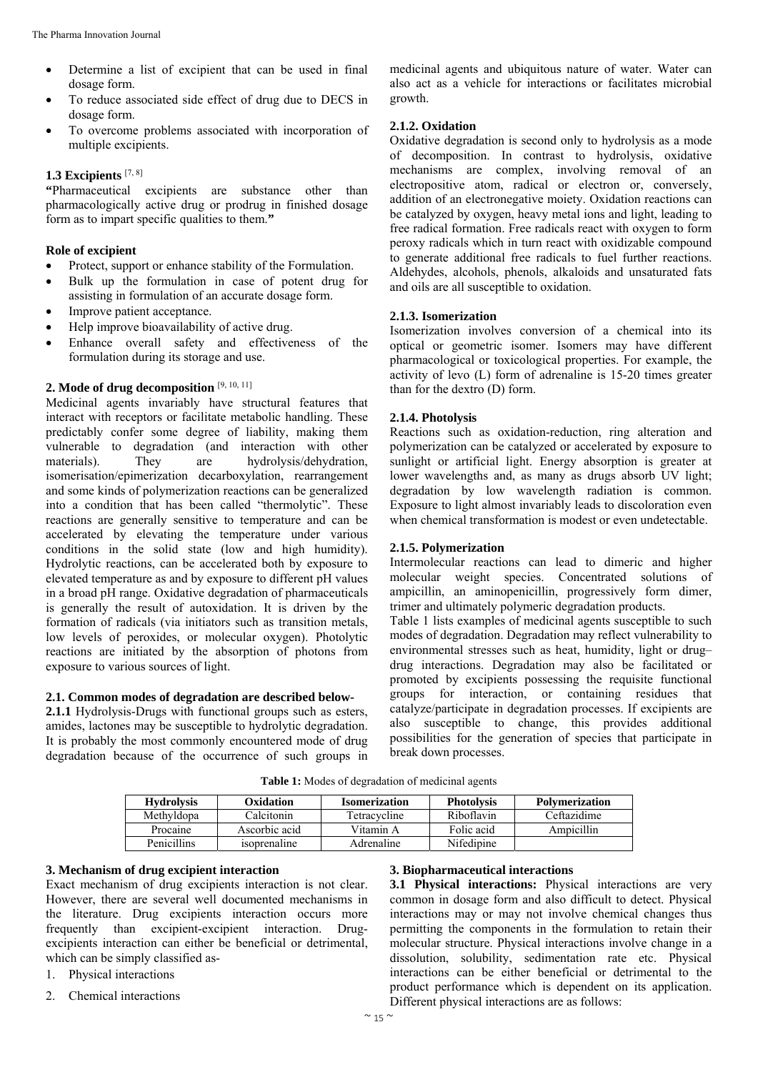- Determine a list of excipient that can be used in final dosage form.
- To reduce associated side effect of drug due to DECS in dosage form.
- To overcome problems associated with incorporation of multiple excipients.

### 1.3 Excipients [7, 8]

**"**Pharmaceutical excipients are substance other than pharmacologically active drug or prodrug in finished dosage form as to impart specific qualities to them.**"**

**Role of excipient**

- Protect, support or enhance stability of the Formulation.
- Bulk up the formulation in case of potent drug for assisting in formulation of an accurate dosage form.
- Improve patient acceptance.
- Help improve bioavailability of active drug.
- Enhance overall safety and effectiveness of the formulation during its storage and use.

## 2. Mode of drug decomposition [9, 10, 11]

Medicinal agents invariably have structural features that interact with receptors or facilitate metabolic handling. These predictably confer some degree of liability, making them vulnerable to degradation (and interaction with other materials). They are hydrolysis/dehydration, isomerisation/epimerization decarboxylation, rearrangement and some kinds of polymerization reactions can be generalized into a condition that has been called "thermolytic". These reactions are generally sensitive to temperature and can be accelerated by elevating the temperature under various conditions in the solid state (low and high humidity). Hydrolytic reactions, can be accelerated both by exposure to elevated temperature as and by exposure to different pH values in a broad pH range. Oxidative degradation of pharmaceuticals is generally the result of autoxidation. It is driven by the formation of radicals (via initiators such as transition metals, low levels of peroxides, or molecular oxygen). Photolytic reactions are initiated by the absorption of photons from exposure to various sources of light.

### 2.1. Common modes of degradation are described below-

**2.1.1** Hydrolysis-Drugs with functional groups such as esters, amides, lactones may be susceptible to hydrolytic degradation. It is probably the most commonly encountered mode of drug degradation because of the occurrence of such groups in medicinal agents and ubiquitous nature of water. Water can also act as a vehicle for interactions or facilitates microbial growth.

#### 2.1.2. Oxidation

Oxidative degradation is second only to hydrolysis as a mode of decomposition. In contrast to hydrolysis, oxidative mechanisms are complex, involving removal of an electropositive atom, radical or electron or, conversely, addition of an electronegative moiety. Oxidation reactions can be catalyzed by oxygen, heavy metal ions and light, leading to free radical formation. Free radicals react with oxygen to form peroxy radicals which in turn react with oxidizable compound to generate additional free radicals to fuel further reactions. Aldehydes, alcohols, phenols, alkaloids and unsaturated fats and oils are all susceptible to oxidation.

#### 2.1.3. Isomerization

Isomerization involves conversion of a chemical into its optical or geometric isomer. Isomers may have different pharmacological or toxicological properties. For example, the activity of levo (L) form of adrenaline is 15-20 times greater than for the dextro (D) form.

#### 2.1.4. Photolysis

Reactions such as oxidation-reduction, ring alteration and polymerization can be catalyzed or accelerated by exposure to sunlight or artificial light. Energy absorption is greater at lower wavelengths and, as many as drugs absorb UV light; degradation by low wavelength radiation is common. Exposure to light almost invariably leads to discoloration even when chemical transformation is modest or even undetectable.

#### 2.1.5. Polymerization

Intermolecular reactions can lead to dimeric and higher molecular weight species. Concentrated solutions of ampicillin, an aminopenicillin, progressively form dimer, trimer and ultimately polymeric degradation products.

Table 1 lists examples of medicinal agents susceptible to such modes of degradation. Degradation may reflect vulnerability to environmental stresses such as heat, humidity, light or drug–drug interactions. Degradation may also be facilitated or promoted by excipients possessing the requisite functional groups for interaction, or containing residues that catalyze/participate in degradation processes. If excipients are also susceptible to change, this provides additional possibilities for the generation of species that participate in break down processes.

**Table 1:** Modes of degradation of medicinal agents

| Hydrolysis | Oxidation | Isomerization | Photolysis | Polymerization |
|---|---|---|---|---|
| Methyldopa | Calcitonin | Tetracycline | Riboflavin | Ceftazidime |
| Procaine | Ascorbic acid | Vitamin A | Folic acid | Ampicillin |
| Penicillins | isoprenaline | Adrenaline | Nifedipine | |

## 3. Mechanism of drug excipient interaction

Exact mechanism of drug excipients interaction is not clear. However, there are several well documented mechanisms in the literature. Drug excipients interaction occurs more frequently than excipient-excipient interaction. Drug-excipients interaction can either be beneficial or detrimental, which can be simply classified as-

1. Physical interactions
2. Chemical interactions

## 3. Biopharmaceutical interactions

**3.1 Physical interactions:** Physical interactions are very common in dosage form and also difficult to detect. Physical interactions may or may not involve chemical changes thus permitting the components in the formulation to retain their molecular structure. Physical interactions involve change in a dissolution, solubility, sedimentation rate etc. Physical interactions can be either beneficial or detrimental to the product performance which is dependent on its application. Different physical interactions are as follows: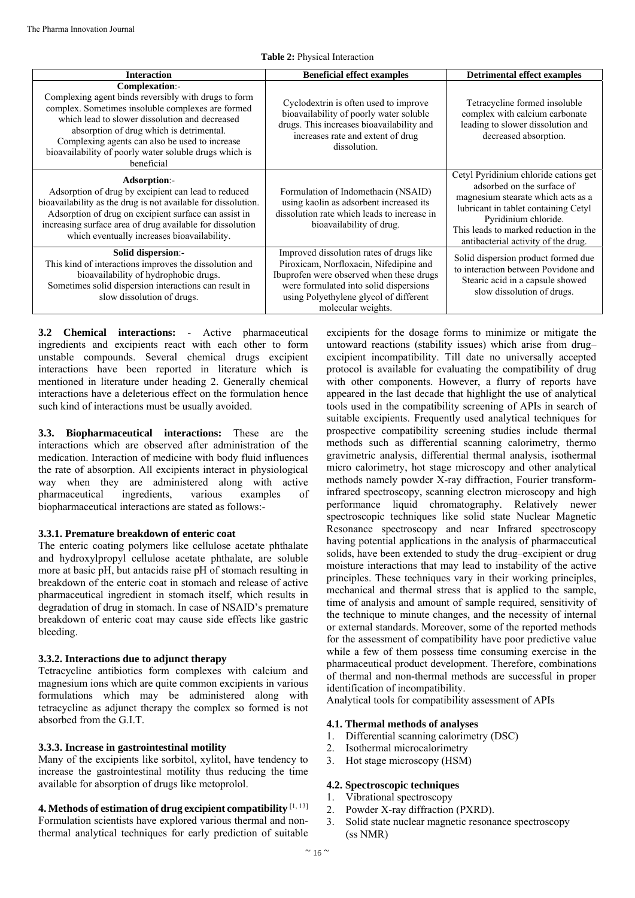**Table 2:** Physical Interaction

| Interaction | Beneficial effect examples | Detrimental effect examples |
|---|---|---|
| **Complexation**:- Complexing agent binds reversibly with drugs to form complex. Sometimes insoluble complexes are formed which lead to slower dissolution and decreased absorption of drug which is detrimental. Complexing agents can also be used to increase bioavailability of poorly water soluble drugs which is beneficial | Cyclodextrin is often used to improve bioavailability of poorly water soluble drugs. This increases bioavailability and increases rate and extent of drug dissolution. | Tetracycline formed insoluble complex with calcium carbonate leading to slower dissolution and decreased absorption. |
| **Adsorption**:- Adsorption of drug by excipient can lead to reduced bioavailability as the drug is not available for dissolution. Adsorption of drug on excipient surface can assist in increasing surface area of drug available for dissolution which eventually increases bioavailability. | Formulation of Indomethacin (NSAID) using kaolin as adsorbent increased its dissolution rate which leads to increase in bioavailability of drug. | Cetyl Pyridinium chloride cations get adsorbed on the surface of magnesium stearate which acts as a lubricant in tablet containing Cetyl Pyridinium chloride. This leads to marked reduction in the antibacterial activity of the drug. |
| **Solid dispersion**:- This kind of interactions improves the dissolution and bioavailability of hydrophobic drugs. Sometimes solid dispersion interactions can result in slow dissolution of drugs. | Improved dissolution rates of drugs like Piroxicam, Norfloxacin, Nifedipine and Ibuprofen were observed when these drugs were formulated into solid dispersions using Polyethylene glycol of different molecular weights. | Solid dispersion product formed due to interaction between Povidone and Stearic acid in a capsule showed slow dissolution of drugs. |

**3.2 Chemical interactions:** - Active pharmaceutical ingredients and excipients react with each other to form unstable compounds. Several chemical drugs excipient interactions have been reported in literature which is mentioned in literature under heading 2. Generally chemical interactions have a deleterious effect on the formulation hence such kind of interactions must be usually avoided.

**3.3. Biopharmaceutical interactions:** These are the interactions which are observed after administration of the medication. Interaction of medicine with body fluid influences the rate of absorption. All excipients interact in physiological way when they are administered along with active pharmaceutical ingredients, various examples of biopharmaceutical interactions are stated as follows:-

#### 3.3.1. Premature breakdown of enteric coat

The enteric coating polymers like cellulose acetate phthalate and hydroxylpropyl cellulose acetate phthalate, are soluble more at basic pH, but antacids raise pH of stomach resulting in breakdown of the enteric coat in stomach and release of active pharmaceutical ingredient in stomach itself, which results in degradation of drug in stomach. In case of NSAID's premature breakdown of enteric coat may cause side effects like gastric bleeding.

#### 3.3.2. Interactions due to adjunct therapy

Tetracycline antibiotics form complexes with calcium and magnesium ions which are quite common excipients in various formulations which may be administered along with tetracycline as adjunct therapy the complex so formed is not absorbed from the G.I.T.

#### 3.3.3. Increase in gastrointestinal motility

Many of the excipients like sorbitol, xylitol, have tendency to increase the gastrointestinal motility thus reducing the time available for absorption of drugs like metoprolol.

## 4. Methods of estimation of drug excipient compatibility [1, 13]

Formulation scientists have explored various thermal and non-thermal analytical techniques for early prediction of suitable excipients for the dosage forms to minimize or mitigate the untoward reactions (stability issues) which arise from drug–excipient incompatibility. Till date no universally accepted protocol is available for evaluating the compatibility of drug with other components. However, a flurry of reports have appeared in the last decade that highlight the use of analytical tools used in the compatibility screening of APIs in search of suitable excipients. Frequently used analytical techniques for prospective compatibility screening studies include thermal methods such as differential scanning calorimetry, thermo gravimetric analysis, differential thermal analysis, isothermal micro calorimetry, hot stage microscopy and other analytical methods namely powder X-ray diffraction, Fourier transform-infrared spectroscopy, scanning electron microscopy and high performance liquid chromatography. Relatively newer spectroscopic techniques like solid state Nuclear Magnetic Resonance spectroscopy and near Infrared spectroscopy having potential applications in the analysis of pharmaceutical solids, have been extended to study the drug–excipient or drug moisture interactions that may lead to instability of the active principles. These techniques vary in their working principles, mechanical and thermal stress that is applied to the sample, time of analysis and amount of sample required, sensitivity of the technique to minute changes, and the necessity of internal or external standards. Moreover, some of the reported methods for the assessment of compatibility have poor predictive value while a few of them possess time consuming exercise in the pharmaceutical product development. Therefore, combinations of thermal and non-thermal methods are successful in proper identification of incompatibility.

Analytical tools for compatibility assessment of APIs

### 4.1. Thermal methods of analyses

1. Differential scanning calorimetry (DSC)
2. Isothermal microcalorimetry
3. Hot stage microscopy (HSM)

### 4.2. Spectroscopic techniques

1. Vibrational spectroscopy
2. Powder X-ray diffraction (PXRD).
3. Solid state nuclear magnetic resonance spectroscopy (ss NMR)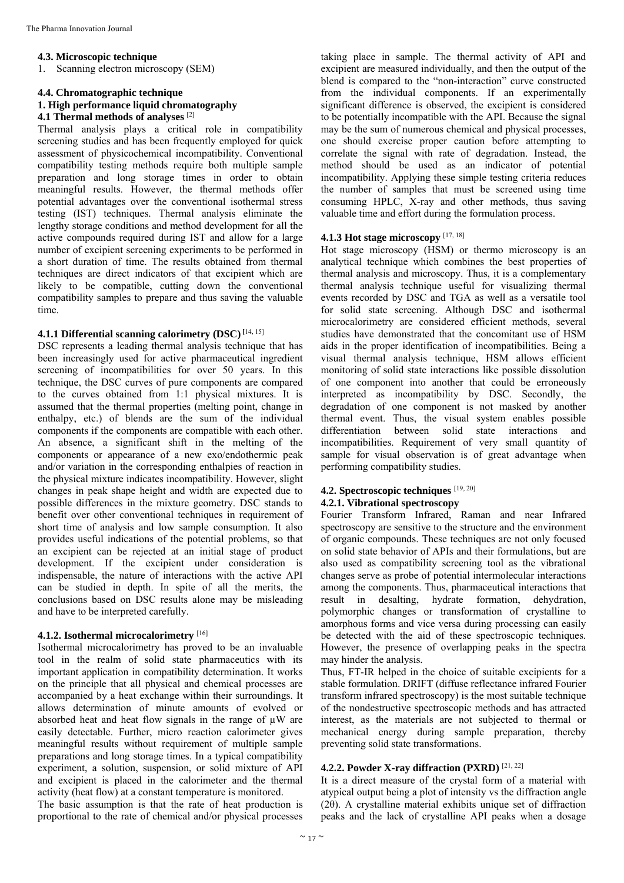### 4.3. Microscopic technique

1. Scanning electron microscopy (SEM)

### 4.4. Chromatographic technique

**1. High performance liquid chromatography**

### 4.1 Thermal methods of analyses [2]

Thermal analysis plays a critical role in compatibility screening studies and has been frequently employed for quick assessment of physicochemical incompatibility. Conventional compatibility testing methods require both multiple sample preparation and long storage times in order to obtain meaningful results. However, the thermal methods offer potential advantages over the conventional isothermal stress testing (IST) techniques. Thermal analysis eliminate the lengthy storage conditions and method development for all the active compounds required during IST and allow for a large number of excipient screening experiments to be performed in a short duration of time. The results obtained from thermal techniques are direct indicators of that excipient which are likely to be compatible, cutting down the conventional compatibility samples to prepare and thus saving the valuable time.

#### 4.1.1 Differential scanning calorimetry (DSC) [14, 15]

DSC represents a leading thermal analysis technique that has been increasingly used for active pharmaceutical ingredient screening of incompatibilities for over 50 years. In this technique, the DSC curves of pure components are compared to the curves obtained from 1:1 physical mixtures. It is assumed that the thermal properties (melting point, change in enthalpy, etc.) of blends are the sum of the individual components if the components are compatible with each other. An absence, a significant shift in the melting of the components or appearance of a new exo/endothermic peak and/or variation in the corresponding enthalpies of reaction in the physical mixture indicates incompatibility. However, slight changes in peak shape height and width are expected due to possible differences in the mixture geometry. DSC stands to benefit over other conventional techniques in requirement of short time of analysis and low sample consumption. It also provides useful indications of the potential problems, so that an excipient can be rejected at an initial stage of product development. If the excipient under consideration is indispensable, the nature of interactions with the active API can be studied in depth. In spite of all the merits, the conclusions based on DSC results alone may be misleading and have to be interpreted carefully.

#### 4.1.2. Isothermal microcalorimetry [16]

Isothermal microcalorimetry has proved to be an invaluable tool in the realm of solid state pharmaceutics with its important application in compatibility determination. It works on the principle that all physical and chemical processes are accompanied by a heat exchange within their surroundings. It allows determination of minute amounts of evolved or absorbed heat and heat flow signals in the range of µW are easily detectable. Further, micro reaction calorimeter gives meaningful results without requirement of multiple sample preparations and long storage times. In a typical compatibility experiment, a solution, suspension, or solid mixture of API and excipient is placed in the calorimeter and the thermal activity (heat flow) at a constant temperature is monitored.

The basic assumption is that the rate of heat production is proportional to the rate of chemical and/or physical processes taking place in sample. The thermal activity of API and excipient are measured individually, and then the output of the blend is compared to the "non-interaction" curve constructed from the individual components. If an experimentally significant difference is observed, the excipient is considered to be potentially incompatible with the API. Because the signal may be the sum of numerous chemical and physical processes, one should exercise proper caution before attempting to correlate the signal with rate of degradation. Instead, the method should be used as an indicator of potential incompatibility. Applying these simple testing criteria reduces the number of samples that must be screened using time consuming HPLC, X-ray and other methods, thus saving valuable time and effort during the formulation process.

#### 4.1.3 Hot stage microscopy [17, 18]

Hot stage microscopy (HSM) or thermo microscopy is an analytical technique which combines the best properties of thermal analysis and microscopy. Thus, it is a complementary thermal analysis technique useful for visualizing thermal events recorded by DSC and TGA as well as a versatile tool for solid state screening. Although DSC and isothermal microcalorimetry are considered efficient methods, several studies have demonstrated that the concomitant use of HSM aids in the proper identification of incompatibilities. Being a visual thermal analysis technique, HSM allows efficient monitoring of solid state interactions like possible dissolution of one component into another that could be erroneously interpreted as incompatibility by DSC. Secondly, the degradation of one component is not masked by another thermal event. Thus, the visual system enables possible differentiation between solid state interactions and incompatibilities. Requirement of very small quantity of sample for visual observation is of great advantage when performing compatibility studies.

### 4.2. Spectroscopic techniques [19, 20]

#### 4.2.1. Vibrational spectroscopy

Fourier Transform Infrared, Raman and near Infrared spectroscopy are sensitive to the structure and the environment of organic compounds. These techniques are not only focused on solid state behavior of APIs and their formulations, but are also used as compatibility screening tool as the vibrational changes serve as probe of potential intermolecular interactions among the components. Thus, pharmaceutical interactions that result in desalting, hydrate formation, dehydration, polymorphic changes or transformation of crystalline to amorphous forms and vice versa during processing can easily be detected with the aid of these spectroscopic techniques. However, the presence of overlapping peaks in the spectra may hinder the analysis.

Thus, FT-IR helped in the choice of suitable excipients for a stable formulation. DRIFT (diffuse reflectance infrared Fourier transform infrared spectroscopy) is the most suitable technique of the nondestructive spectroscopic methods and has attracted interest, as the materials are not subjected to thermal or mechanical energy during sample preparation, thereby preventing solid state transformations.

#### 4.2.2. Powder X-ray diffraction (PXRD) [21, 22]

It is a direct measure of the crystal form of a material with atypical output being a plot of intensity vs the diffraction angle (2θ). A crystalline material exhibits unique set of diffraction peaks and the lack of crystalline API peaks when a dosage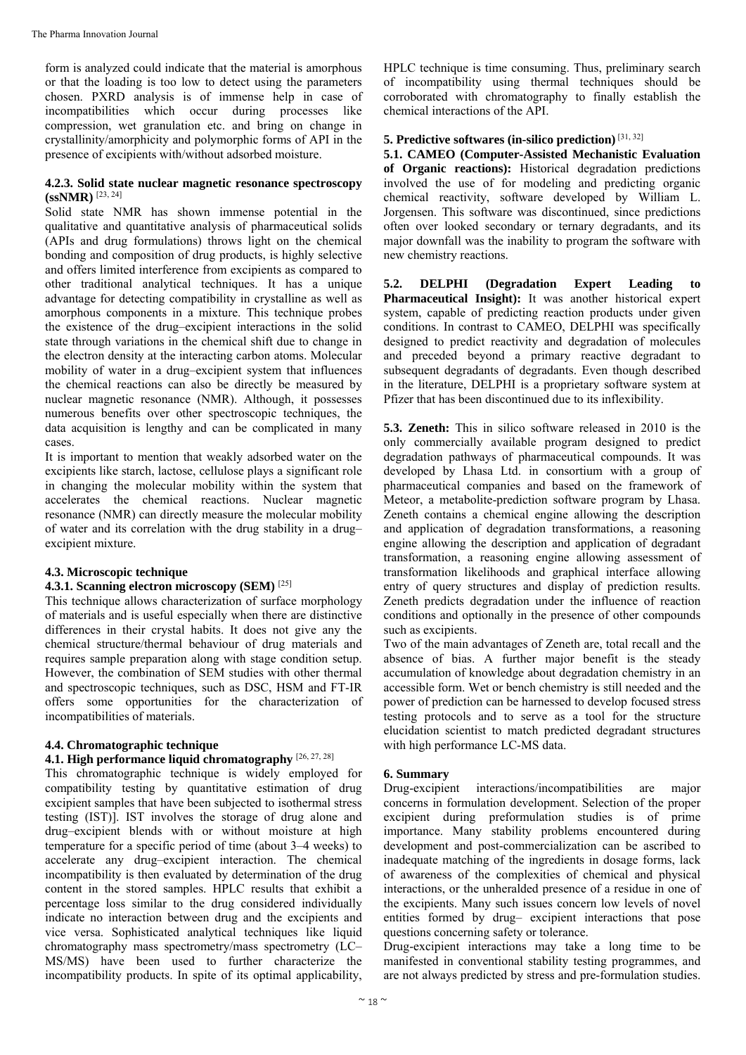form is analyzed could indicate that the material is amorphous or that the loading is too low to detect using the parameters chosen. PXRD analysis is of immense help in case of incompatibilities which occur during processes like compression, wet granulation etc. and bring on change in crystallinity/amorphicity and polymorphic forms of API in the presence of excipients with/without adsorbed moisture.

#### 4.2.3. Solid state nuclear magnetic resonance spectroscopy (ssNMR) [23, 24]

Solid state NMR has shown immense potential in the qualitative and quantitative analysis of pharmaceutical solids (APIs and drug formulations) throws light on the chemical bonding and composition of drug products, is highly selective and offers limited interference from excipients as compared to other traditional analytical techniques. It has a unique advantage for detecting compatibility in crystalline as well as amorphous components in a mixture. This technique probes the existence of the drug–excipient interactions in the solid state through variations in the chemical shift due to change in the electron density at the interacting carbon atoms. Molecular mobility of water in a drug–excipient system that influences the chemical reactions can also be directly be measured by nuclear magnetic resonance (NMR). Although, it possesses numerous benefits over other spectroscopic techniques, the data acquisition is lengthy and can be complicated in many cases.

It is important to mention that weakly adsorbed water on the excipients like starch, lactose, cellulose plays a significant role in changing the molecular mobility within the system that accelerates the chemical reactions. Nuclear magnetic resonance (NMR) can directly measure the molecular mobility of water and its correlation with the drug stability in a drug–excipient mixture.

### 4.3. Microscopic technique

#### 4.3.1. Scanning electron microscopy (SEM) [25]

This technique allows characterization of surface morphology of materials and is useful especially when there are distinctive differences in their crystal habits. It does not give any the chemical structure/thermal behaviour of drug materials and requires sample preparation along with stage condition setup. However, the combination of SEM studies with other thermal and spectroscopic techniques, such as DSC, HSM and FT-IR offers some opportunities for the characterization of incompatibilities of materials.

### 4.4. Chromatographic technique

#### 4.1. High performance liquid chromatography [26, 27, 28]

This chromatographic technique is widely employed for compatibility testing by quantitative estimation of drug excipient samples that have been subjected to isothermal stress testing (IST)]. IST involves the storage of drug alone and drug–excipient blends with or without moisture at high temperature for a specific period of time (about 3–4 weeks) to accelerate any drug–excipient interaction. The chemical incompatibility is then evaluated by determination of the drug content in the stored samples. HPLC results that exhibit a percentage loss similar to the drug considered individually indicate no interaction between drug and the excipients and vice versa. Sophisticated analytical techniques like liquid chromatography mass spectrometry/mass spectrometry (LC–MS/MS) have been used to further characterize the incompatibility products. In spite of its optimal applicability, HPLC technique is time consuming. Thus, preliminary search of incompatibility using thermal techniques should be corroborated with chromatography to finally establish the chemical interactions of the API.

## 5. Predictive softwares (in-silico prediction) [31, 32]

**5.1. CAMEO (Computer-Assisted Mechanistic Evaluation of Organic reactions):** Historical degradation predictions involved the use of for modeling and predicting organic chemical reactivity, software developed by William L. Jorgensen. This software was discontinued, since predictions often over looked secondary or ternary degradants, and its major downfall was the inability to program the software with new chemistry reactions.

**5.2. DELPHI (Degradation Expert Leading to Pharmaceutical Insight):** It was another historical expert system, capable of predicting reaction products under given conditions. In contrast to CAMEO, DELPHI was specifically designed to predict reactivity and degradation of molecules and preceded beyond a primary reactive degradant to subsequent degradants of degradants. Even though described in the literature, DELPHI is a proprietary software system at Pfizer that has been discontinued due to its inflexibility.

**5.3. Zeneth:** This in silico software released in 2010 is the only commercially available program designed to predict degradation pathways of pharmaceutical compounds. It was developed by Lhasa Ltd. in consortium with a group of pharmaceutical companies and based on the framework of Meteor, a metabolite-prediction software program by Lhasa. Zeneth contains a chemical engine allowing the description and application of degradation transformations, a reasoning engine allowing the description and application of degradant transformation, a reasoning engine allowing assessment of transformation likelihoods and graphical interface allowing entry of query structures and display of prediction results. Zeneth predicts degradation under the influence of reaction conditions and optionally in the presence of other compounds such as excipients.

Two of the main advantages of Zeneth are, total recall and the absence of bias. A further major benefit is the steady accumulation of knowledge about degradation chemistry in an accessible form. Wet or bench chemistry is still needed and the power of prediction can be harnessed to develop focused stress testing protocols and to serve as a tool for the structure elucidation scientist to match predicted degradant structures with high performance LC-MS data.

## 6. Summary

Drug-excipient interactions/incompatibilities are major concerns in formulation development. Selection of the proper excipient during preformulation studies is of prime importance. Many stability problems encountered during development and post-commercialization can be ascribed to inadequate matching of the ingredients in dosage forms, lack of awareness of the complexities of chemical and physical interactions, or the unheralded presence of a residue in one of the excipients. Many such issues concern low levels of novel entities formed by drug– excipient interactions that pose questions concerning safety or tolerance.

Drug-excipient interactions may take a long time to be manifested in conventional stability testing programmes, and are not always predicted by stress and pre-formulation studies.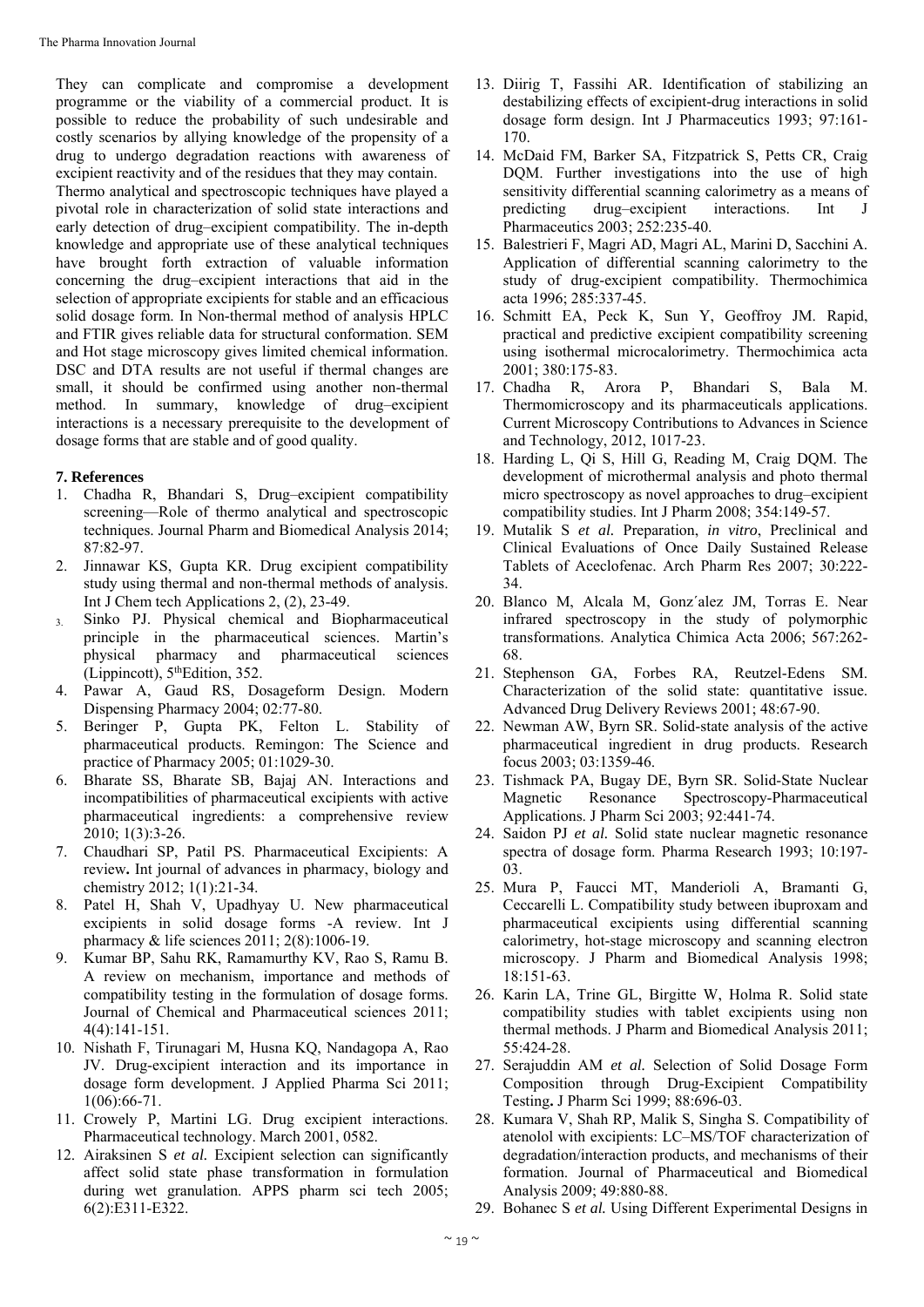They can complicate and compromise a development programme or the viability of a commercial product. It is possible to reduce the probability of such undesirable and costly scenarios by allying knowledge of the propensity of a drug to undergo degradation reactions with awareness of excipient reactivity and of the residues that they may contain. Thermo analytical and spectroscopic techniques have played a pivotal role in characterization of solid state interactions and early detection of drug–excipient compatibility. The in-depth knowledge and appropriate use of these analytical techniques have brought forth extraction of valuable information concerning the drug–excipient interactions that aid in the selection of appropriate excipients for stable and an efficacious solid dosage form. In Non-thermal method of analysis HPLC and FTIR gives reliable data for structural conformation. SEM and Hot stage microscopy gives limited chemical information. DSC and DTA results are not useful if thermal changes are small, it should be confirmed using another non-thermal method. In summary, knowledge of drug–excipient interactions is a necessary prerequisite to the development of dosage forms that are stable and of good quality.

## 7. References

1. Chadha R, Bhandari S, Drug–excipient compatibility screening—Role of thermo analytical and spectroscopic techniques. Journal Pharm and Biomedical Analysis 2014; 87:82-97.
2. Jinnawar KS, Gupta KR. Drug excipient compatibility study using thermal and non-thermal methods of analysis. Int J Chem tech Applications 2, (2), 23-49.
3. Sinko PJ. Physical chemical and Biopharmaceutical principle in the pharmaceutical sciences. Martin's physical pharmacy and pharmaceutical sciences (Lippincott), 5thEdition, 352.
4. Pawar A, Gaud RS, Dosageform Design. Modern Dispensing Pharmacy 2004; 02:77-80.
5. Beringer P, Gupta PK, Felton L. Stability of pharmaceutical products. Remingon: The Science and practice of Pharmacy 2005; 01:1029-30.
6. Bharate SS, Bharate SB, Bajaj AN. Interactions and incompatibilities of pharmaceutical excipients with active pharmaceutical ingredients: a comprehensive review 2010; 1(3):3-26.
7. Chaudhari SP, Patil PS. Pharmaceutical Excipients: A review**.** Int journal of advances in pharmacy, biology and chemistry 2012; 1(1):21-34.
8. Patel H, Shah V, Upadhyay U. New pharmaceutical excipients in solid dosage forms -A review. Int J pharmacy & life sciences 2011; 2(8):1006-19.
9. Kumar BP, Sahu RK, Ramamurthy KV, Rao S, Ramu B. A review on mechanism, importance and methods of compatibility testing in the formulation of dosage forms. Journal of Chemical and Pharmaceutical sciences 2011; 4(4):141-151.
10. Nishath F, Tirunagari M, Husna KQ, Nandagopa A, Rao JV. Drug-excipient interaction and its importance in dosage form development. J Applied Pharma Sci 2011; 1(06):66-71.
11. Crowely P, Martini LG. Drug excipient interactions. Pharmaceutical technology. March 2001, 0582.
12. Airaksinen S *et al.* Excipient selection can significantly affect solid state phase transformation in formulation during wet granulation. APPS pharm sci tech 2005; 6(2):E311-E322.
13. Diirig T, Fassihi AR. Identification of stabilizing an destabilizing effects of excipient-drug interactions in solid dosage form design. Int J Pharmaceutics 1993; 97:161-170.
14. McDaid FM, Barker SA, Fitzpatrick S, Petts CR, Craig DQM. Further investigations into the use of high sensitivity differential scanning calorimetry as a means of predicting drug–excipient interactions. Int J Pharmaceutics 2003; 252:235-40.
15. Balestrieri F, Magri AD, Magri AL, Marini D, Sacchini A. Application of differential scanning calorimetry to the study of drug-excipient compatibility. Thermochimica acta 1996; 285:337-45.
16. Schmitt EA, Peck K, Sun Y, Geoffroy JM. Rapid, practical and predictive excipient compatibility screening using isothermal microcalorimetry. Thermochimica acta 2001; 380:175-83.
17. Chadha R, Arora P, Bhandari S, Bala M. Thermomicroscopy and its pharmaceuticals applications. Current Microscopy Contributions to Advances in Science and Technology, 2012, 1017-23.
18. Harding L, Qi S, Hill G, Reading M, Craig DQM. The development of microthermal analysis and photo thermal micro spectroscopy as novel approaches to drug–excipient compatibility studies. Int J Pharm 2008; 354:149-57.
19. Mutalik S *et al.* Preparation, *in vitro*, Preclinical and Clinical Evaluations of Once Daily Sustained Release Tablets of Aceclofenac. Arch Pharm Res 2007; 30:222-34.
20. Blanco M, Alcala M, Gonz´alez JM, Torras E. Near infrared spectroscopy in the study of polymorphic transformations. Analytica Chimica Acta 2006; 567:262-68.
21. Stephenson GA, Forbes RA, Reutzel-Edens SM. Characterization of the solid state: quantitative issue. Advanced Drug Delivery Reviews 2001; 48:67-90.
22. Newman AW, Byrn SR. Solid-state analysis of the active pharmaceutical ingredient in drug products. Research focus 2003; 03:1359-46.
23. Tishmack PA, Bugay DE, Byrn SR. Solid-State Nuclear Magnetic Resonance Spectroscopy-Pharmaceutical Applications. J Pharm Sci 2003; 92:441-74.
24. Saidon PJ *et al.* Solid state nuclear magnetic resonance spectra of dosage form. Pharma Research 1993; 10:197-03.
25. Mura P, Faucci MT, Manderioli A, Bramanti G, Ceccarelli L. Compatibility study between ibuproxam and pharmaceutical excipients using differential scanning calorimetry, hot-stage microscopy and scanning electron microscopy. J Pharm and Biomedical Analysis 1998; 18:151-63.
26. Karin LA, Trine GL, Birgitte W, Holma R. Solid state compatibility studies with tablet excipients using non thermal methods. J Pharm and Biomedical Analysis 2011; 55:424-28.
27. Serajuddin AM *et al.* Selection of Solid Dosage Form Composition through Drug-Excipient Compatibility Testing**.** J Pharm Sci 1999; 88:696-03.
28. Kumara V, Shah RP, Malik S, Singha S. Compatibility of atenolol with excipients: LC–MS/TOF characterization of degradation/interaction products, and mechanisms of their formation. Journal of Pharmaceutical and Biomedical Analysis 2009; 49:880-88.
29. Bohanec S *et al.* Using Different Experimental Designs in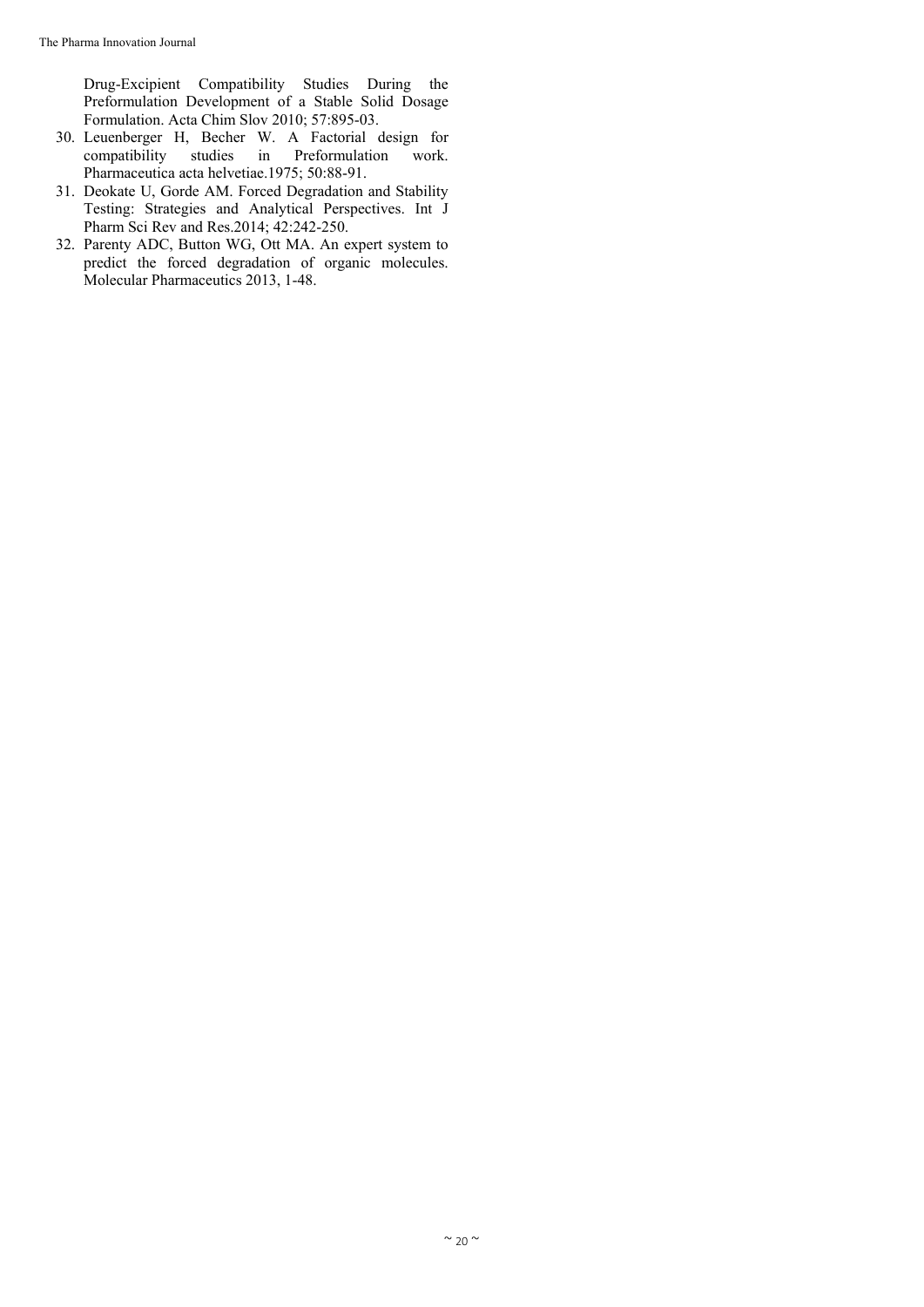Drug-Excipient Compatibility Studies During the Preformulation Development of a Stable Solid Dosage Formulation. Acta Chim Slov 2010; 57:895-03.

30. Leuenberger H, Becher W. A Factorial design for compatibility studies in Preformulation work. Pharmaceutica acta helvetiae.1975; 50:88-91.
31. Deokate U, Gorde AM. Forced Degradation and Stability Testing: Strategies and Analytical Perspectives. Int J Pharm Sci Rev and Res.2014; 42:242-250.
32. Parenty ADC, Button WG, Ott MA. An expert system to predict the forced degradation of organic molecules. Molecular Pharmaceutics 2013, 1-48.